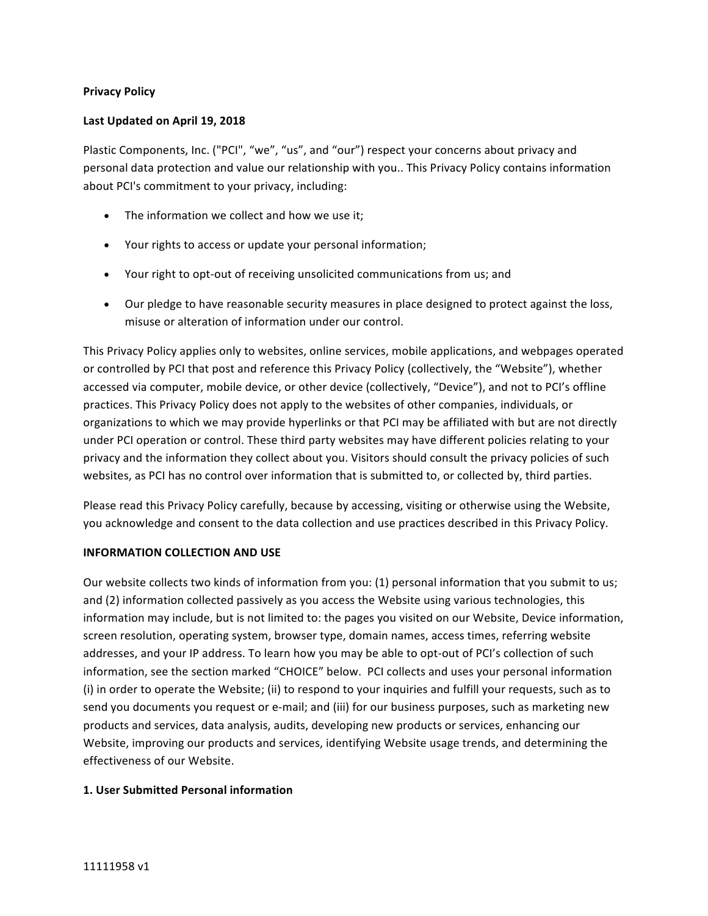**Privacy Policy**

**Last Updated on April 19, 2018**

Plastic Components, Inc. ("PCI", “we”, “us”, and “our”) respect your concerns about privacy and personal data protection and value our relationship with you.. This Privacy Policy contains information about PCI's commitment to your privacy, including:

- The information we collect and how we use it;
- Your rights to access or update your personal information;
- Your right to opt-out of receiving unsolicited communications from us; and
- Our pledge to have reasonable security measures in place designed to protect against the loss, misuse or alteration of information under our control.

This Privacy Policy applies only to websites, online services, mobile applications, and webpages operated or controlled by PCI that post and reference this Privacy Policy (collectively, the “Website”), whether accessed via computer, mobile device, or other device (collectively, “Device”), and not to PCI’s offline practices. This Privacy Policy does not apply to the websites of other companies, individuals, or organizations to which we may provide hyperlinks or that PCI may be affiliated with but are not directly under PCI operation or control. These third party websites may have different policies relating to your privacy and the information they collect about you. Visitors should consult the privacy policies of such websites, as PCI has no control over information that is submitted to, or collected by, third parties.

Please read this Privacy Policy carefully, because by accessing, visiting or otherwise using the Website, you acknowledge and consent to the data collection and use practices described in this Privacy Policy.

**INFORMATION COLLECTION AND USE**

Our website collects two kinds of information from you: (1) personal information that you submit to us; and (2) information collected passively as you access the Website using various technologies, this information may include, but is not limited to: the pages you visited on our Website, Device information, screen resolution, operating system, browser type, domain names, access times, referring website addresses, and your IP address. To learn how you may be able to opt-out of PCI’s collection of such information, see the section marked “CHOICE” below. PCI collects and uses your personal information (i) in order to operate the Website; (ii) to respond to your inquiries and fulfill your requests, such as to send you documents you request or e-mail; and (iii) for our business purposes, such as marketing new products and services, data analysis, audits, developing new products or services, enhancing our Website, improving our products and services, identifying Website usage trends, and determining the effectiveness of our Website.

**1. User Submitted Personal information**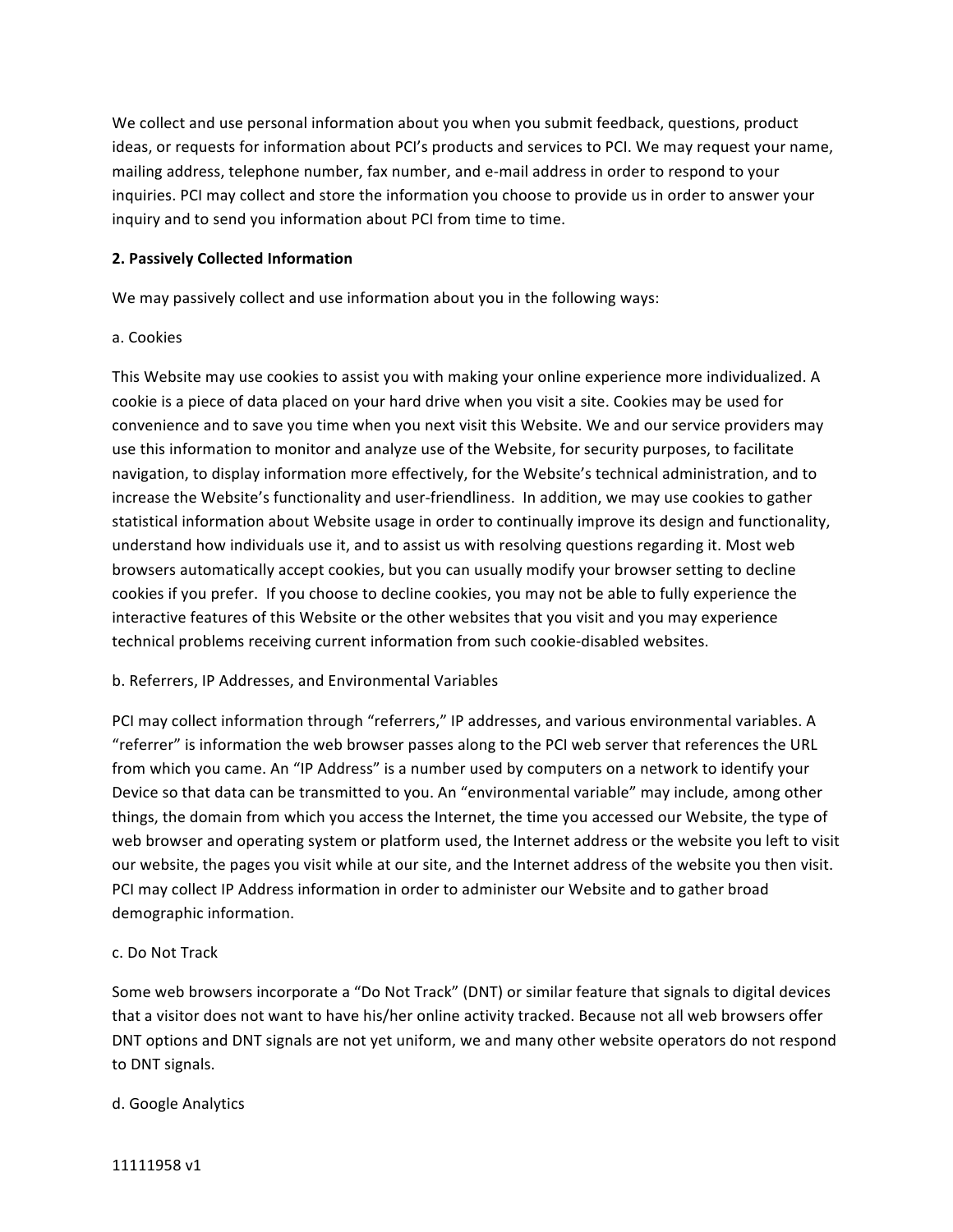We collect and use personal information about you when you submit feedback, questions, product ideas, or requests for information about PCI's products and services to PCI. We may request your name, mailing address, telephone number, fax number, and e-mail address in order to respond to your inquiries. PCI may collect and store the information you choose to provide us in order to answer your inquiry and to send you information about PCI from time to time.

**2. Passively Collected Information**

We may passively collect and use information about you in the following ways:

a. Cookies

This Website may use cookies to assist you with making your online experience more individualized. A cookie is a piece of data placed on your hard drive when you visit a site. Cookies may be used for convenience and to save you time when you next visit this Website. We and our service providers may use this information to monitor and analyze use of the Website, for security purposes, to facilitate navigation, to display information more effectively, for the Website's technical administration, and to increase the Website's functionality and user-friendliness. In addition, we may use cookies to gather statistical information about Website usage in order to continually improve its design and functionality, understand how individuals use it, and to assist us with resolving questions regarding it. Most web browsers automatically accept cookies, but you can usually modify your browser setting to decline cookies if you prefer. If you choose to decline cookies, you may not be able to fully experience the interactive features of this Website or the other websites that you visit and you may experience technical problems receiving current information from such cookie-disabled websites.

b. Referrers, IP Addresses, and Environmental Variables

PCI may collect information through "referrers," IP addresses, and various environmental variables. A "referrer" is information the web browser passes along to the PCI web server that references the URL from which you came. An "IP Address" is a number used by computers on a network to identify your Device so that data can be transmitted to you. An "environmental variable" may include, among other things, the domain from which you access the Internet, the time you accessed our Website, the type of web browser and operating system or platform used, the Internet address or the website you left to visit our website, the pages you visit while at our site, and the Internet address of the website you then visit. PCI may collect IP Address information in order to administer our Website and to gather broad demographic information.

c. Do Not Track

Some web browsers incorporate a "Do Not Track" (DNT) or similar feature that signals to digital devices that a visitor does not want to have his/her online activity tracked. Because not all web browsers offer DNT options and DNT signals are not yet uniform, we and many other website operators do not respond to DNT signals.

d. Google Analytics

11111958 v1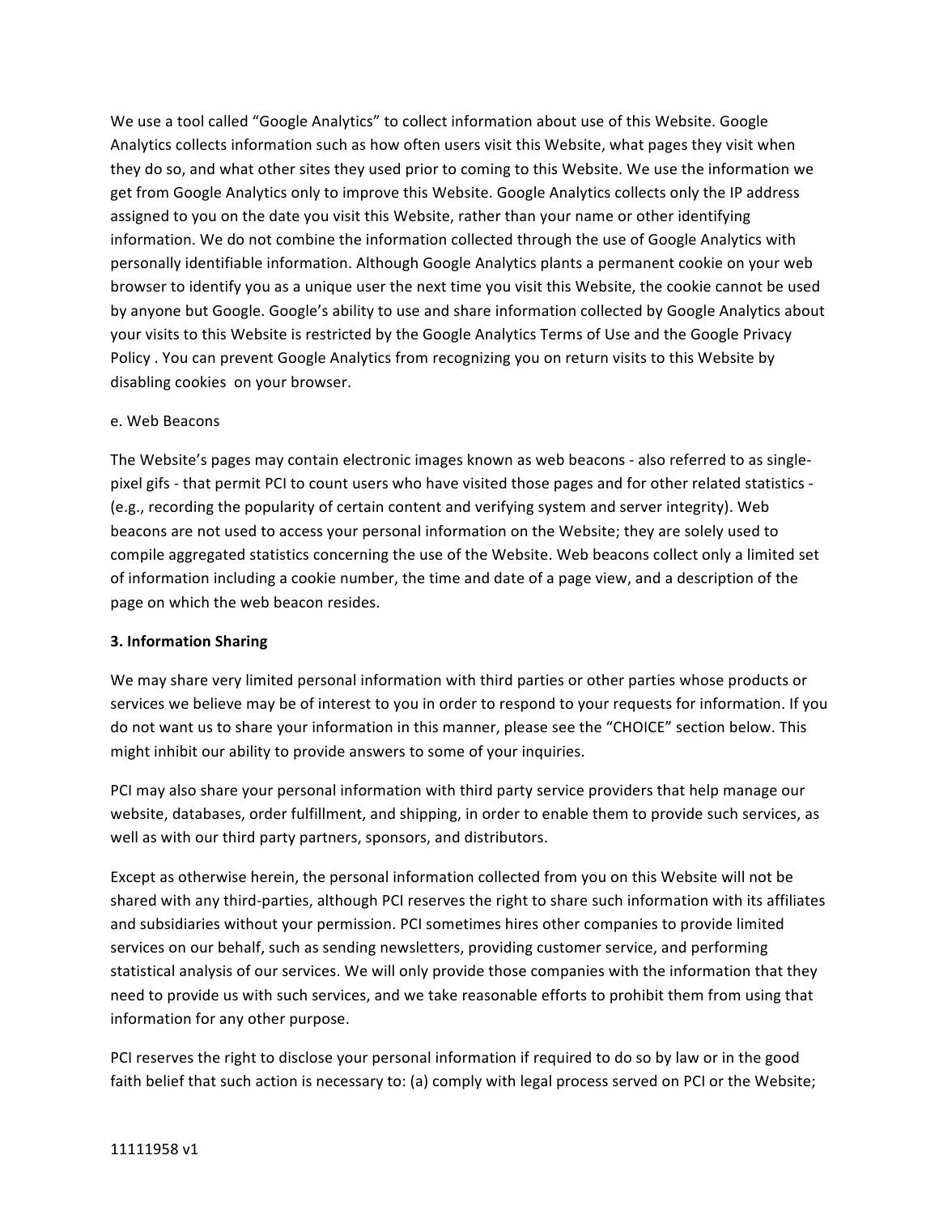We use a tool called "Google Analytics" to collect information about use of this Website. Google Analytics collects information such as how often users visit this Website, what pages they visit when they do so, and what other sites they used prior to coming to this Website. We use the information we get from Google Analytics only to improve this Website. Google Analytics collects only the IP address assigned to you on the date you visit this Website, rather than your name or other identifying information. We do not combine the information collected through the use of Google Analytics with personally identifiable information. Although Google Analytics plants a permanent cookie on your web browser to identify you as a unique user the next time you visit this Website, the cookie cannot be used by anyone but Google. Google's ability to use and share information collected by Google Analytics about your visits to this Website is restricted by the Google Analytics Terms of Use and the Google Privacy Policy . You can prevent Google Analytics from recognizing you on return visits to this Website by disabling cookies on your browser.

e. Web Beacons

The Website's pages may contain electronic images known as web beacons - also referred to as single-pixel gifs - that permit PCI to count users who have visited those pages and for other related statistics - (e.g., recording the popularity of certain content and verifying system and server integrity). Web beacons are not used to access your personal information on the Website; they are solely used to compile aggregated statistics concerning the use of the Website. Web beacons collect only a limited set of information including a cookie number, the time and date of a page view, and a description of the page on which the web beacon resides.

**3. Information Sharing**

We may share very limited personal information with third parties or other parties whose products or services we believe may be of interest to you in order to respond to your requests for information. If you do not want us to share your information in this manner, please see the "CHOICE" section below. This might inhibit our ability to provide answers to some of your inquiries.

PCI may also share your personal information with third party service providers that help manage our website, databases, order fulfillment, and shipping, in order to enable them to provide such services, as well as with our third party partners, sponsors, and distributors.

Except as otherwise herein, the personal information collected from you on this Website will not be shared with any third-parties, although PCI reserves the right to share such information with its affiliates and subsidiaries without your permission. PCI sometimes hires other companies to provide limited services on our behalf, such as sending newsletters, providing customer service, and performing statistical analysis of our services. We will only provide those companies with the information that they need to provide us with such services, and we take reasonable efforts to prohibit them from using that information for any other purpose.

PCI reserves the right to disclose your personal information if required to do so by law or in the good faith belief that such action is necessary to: (a) comply with legal process served on PCI or the Website;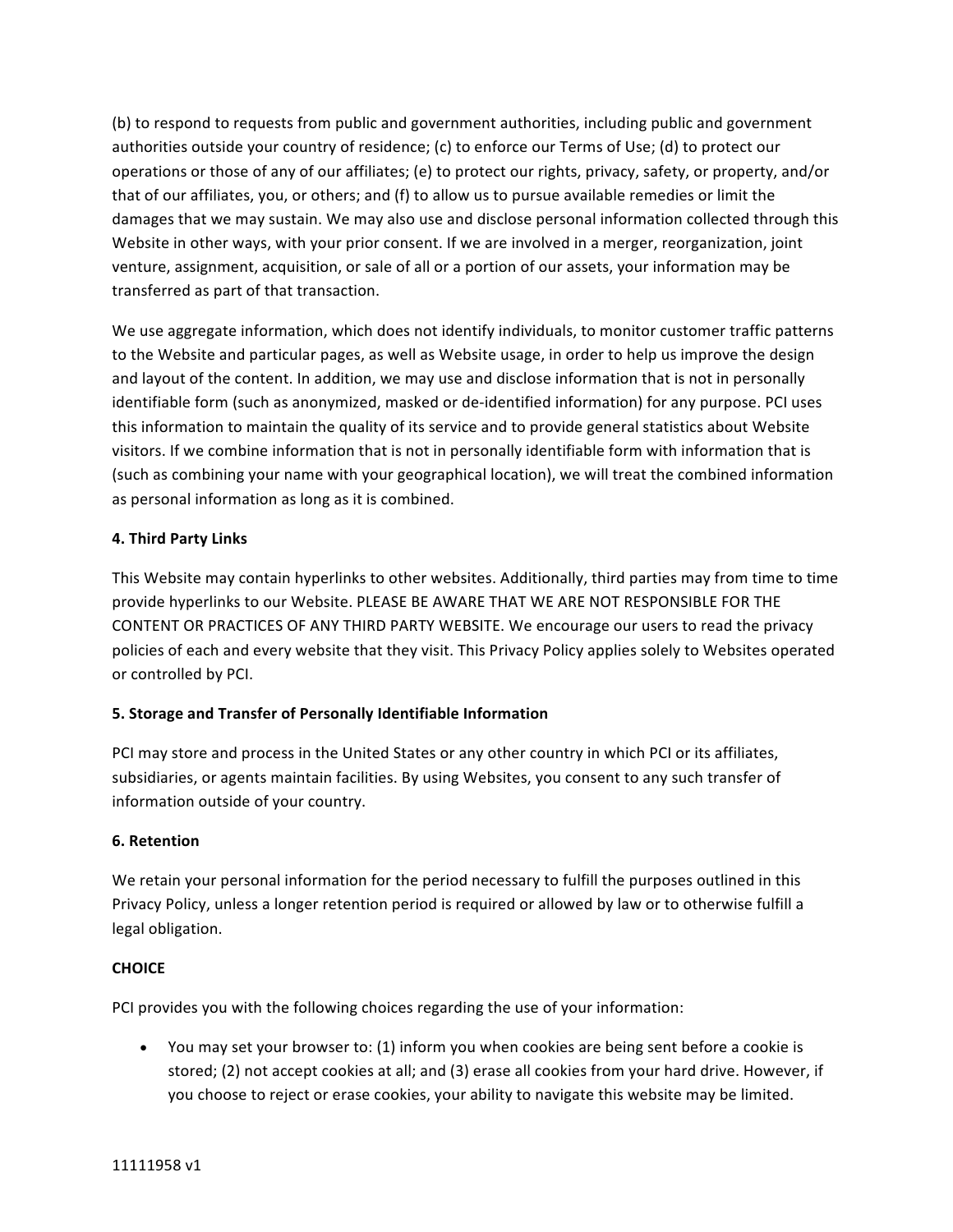(b) to respond to requests from public and government authorities, including public and government authorities outside your country of residence; (c) to enforce our Terms of Use; (d) to protect our operations or those of any of our affiliates; (e) to protect our rights, privacy, safety, or property, and/or that of our affiliates, you, or others; and (f) to allow us to pursue available remedies or limit the damages that we may sustain. We may also use and disclose personal information collected through this Website in other ways, with your prior consent. If we are involved in a merger, reorganization, joint venture, assignment, acquisition, or sale of all or a portion of our assets, your information may be transferred as part of that transaction.

We use aggregate information, which does not identify individuals, to monitor customer traffic patterns to the Website and particular pages, as well as Website usage, in order to help us improve the design and layout of the content. In addition, we may use and disclose information that is not in personally identifiable form (such as anonymized, masked or de-identified information) for any purpose. PCI uses this information to maintain the quality of its service and to provide general statistics about Website visitors. If we combine information that is not in personally identifiable form with information that is (such as combining your name with your geographical location), we will treat the combined information as personal information as long as it is combined.

**4. Third Party Links**

This Website may contain hyperlinks to other websites. Additionally, third parties may from time to time provide hyperlinks to our Website. PLEASE BE AWARE THAT WE ARE NOT RESPONSIBLE FOR THE CONTENT OR PRACTICES OF ANY THIRD PARTY WEBSITE. We encourage our users to read the privacy policies of each and every website that they visit. This Privacy Policy applies solely to Websites operated or controlled by PCI.

**5. Storage and Transfer of Personally Identifiable Information**

PCI may store and process in the United States or any other country in which PCI or its affiliates, subsidiaries, or agents maintain facilities. By using Websites, you consent to any such transfer of information outside of your country.

**6. Retention**

We retain your personal information for the period necessary to fulfill the purposes outlined in this Privacy Policy, unless a longer retention period is required or allowed by law or to otherwise fulfill a legal obligation.

**CHOICE**

PCI provides you with the following choices regarding the use of your information:

- You may set your browser to: (1) inform you when cookies are being sent before a cookie is stored; (2) not accept cookies at all; and (3) erase all cookies from your hard drive. However, if you choose to reject or erase cookies, your ability to navigate this website may be limited.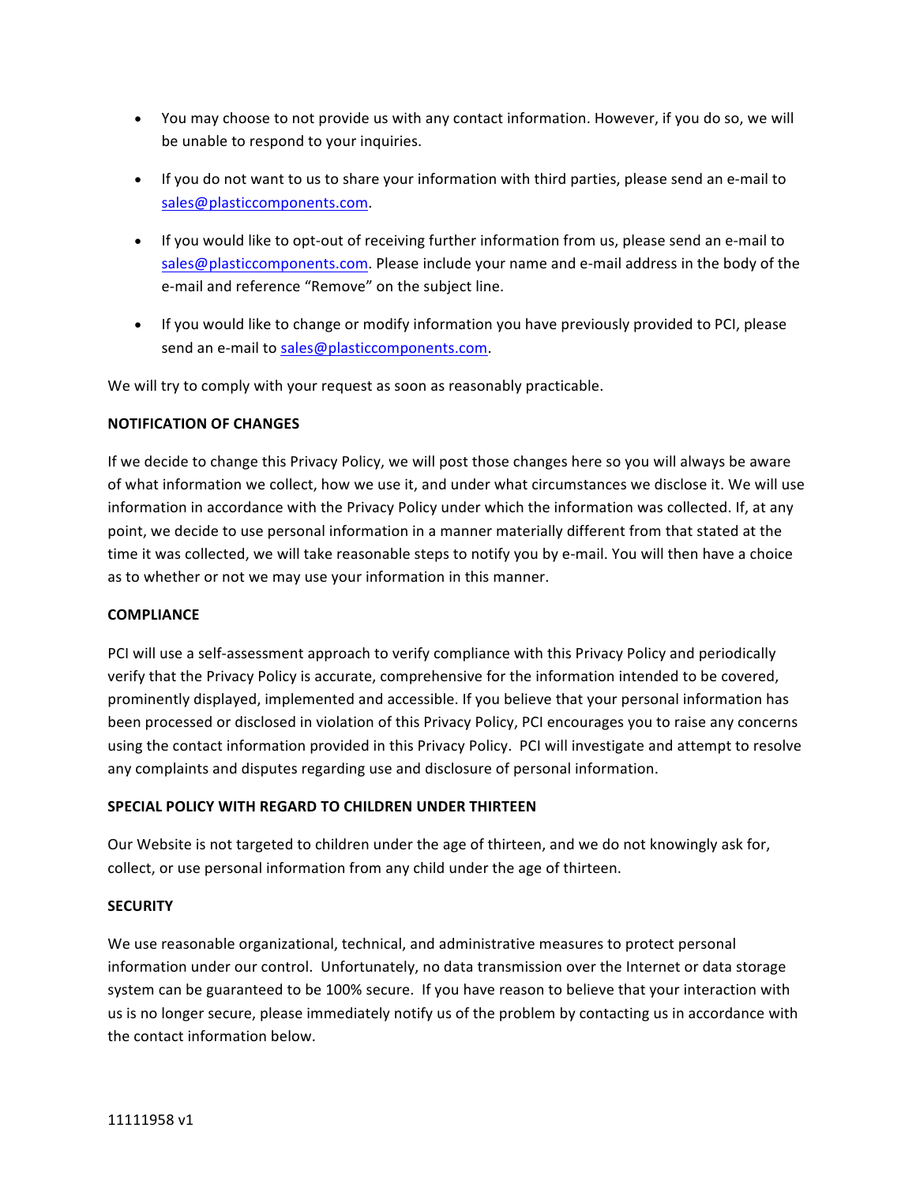- You may choose to not provide us with any contact information. However, if you do so, we will be unable to respond to your inquiries.
- If you do not want to us to share your information with third parties, please send an e-mail to sales@plasticcomponents.com.
- If you would like to opt-out of receiving further information from us, please send an e-mail to sales@plasticcomponents.com. Please include your name and e-mail address in the body of the e-mail and reference "Remove" on the subject line.
- If you would like to change or modify information you have previously provided to PCI, please send an e-mail to sales@plasticcomponents.com.

We will try to comply with your request as soon as reasonably practicable.

**NOTIFICATION OF CHANGES**

If we decide to change this Privacy Policy, we will post those changes here so you will always be aware of what information we collect, how we use it, and under what circumstances we disclose it. We will use information in accordance with the Privacy Policy under which the information was collected. If, at any point, we decide to use personal information in a manner materially different from that stated at the time it was collected, we will take reasonable steps to notify you by e-mail. You will then have a choice as to whether or not we may use your information in this manner.

**COMPLIANCE**

PCI will use a self-assessment approach to verify compliance with this Privacy Policy and periodically verify that the Privacy Policy is accurate, comprehensive for the information intended to be covered, prominently displayed, implemented and accessible. If you believe that your personal information has been processed or disclosed in violation of this Privacy Policy, PCI encourages you to raise any concerns using the contact information provided in this Privacy Policy. PCI will investigate and attempt to resolve any complaints and disputes regarding use and disclosure of personal information.

**SPECIAL POLICY WITH REGARD TO CHILDREN UNDER THIRTEEN**

Our Website is not targeted to children under the age of thirteen, and we do not knowingly ask for, collect, or use personal information from any child under the age of thirteen.

**SECURITY**

We use reasonable organizational, technical, and administrative measures to protect personal information under our control. Unfortunately, no data transmission over the Internet or data storage system can be guaranteed to be 100% secure. If you have reason to believe that your interaction with us is no longer secure, please immediately notify us of the problem by contacting us in accordance with the contact information below.

11111958 v1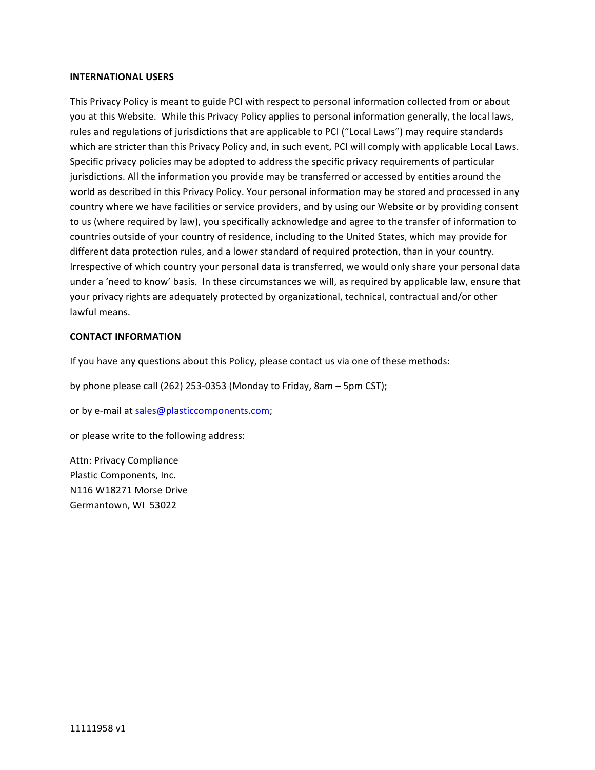**INTERNATIONAL USERS**

This Privacy Policy is meant to guide PCI with respect to personal information collected from or about you at this Website. While this Privacy Policy applies to personal information generally, the local laws, rules and regulations of jurisdictions that are applicable to PCI ("Local Laws") may require standards which are stricter than this Privacy Policy and, in such event, PCI will comply with applicable Local Laws. Specific privacy policies may be adopted to address the specific privacy requirements of particular jurisdictions. All the information you provide may be transferred or accessed by entities around the world as described in this Privacy Policy. Your personal information may be stored and processed in any country where we have facilities or service providers, and by using our Website or by providing consent to us (where required by law), you specifically acknowledge and agree to the transfer of information to countries outside of your country of residence, including to the United States, which may provide for different data protection rules, and a lower standard of required protection, than in your country. Irrespective of which country your personal data is transferred, we would only share your personal data under a 'need to know' basis. In these circumstances we will, as required by applicable law, ensure that your privacy rights are adequately protected by organizational, technical, contractual and/or other lawful means.

**CONTACT INFORMATION**

If you have any questions about this Policy, please contact us via one of these methods:

by phone please call (262) 253-0353 (Monday to Friday, 8am – 5pm CST);

or by e-mail at sales@plasticcomponents.com;

or please write to the following address:

Attn: Privacy Compliance
Plastic Components, Inc.
N116 W18271 Morse Drive
Germantown, WI 53022

11111958 v1